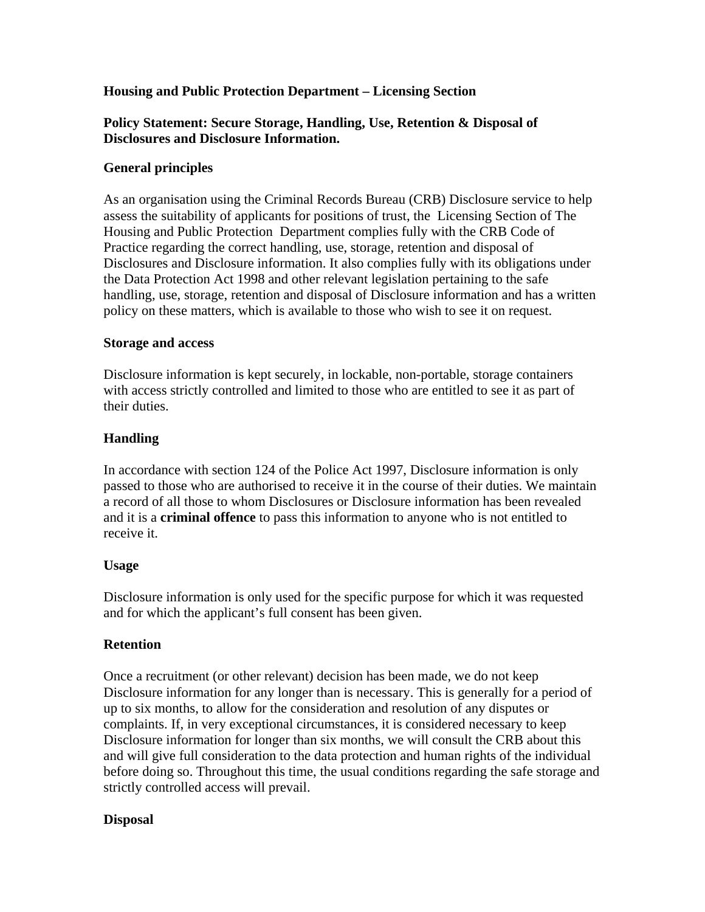**Housing and Public Protection Department – Licensing Section**

**Policy Statement: Secure Storage, Handling, Use, Retention & Disposal of Disclosures and Disclosure Information.**

**General principles**

As an organisation using the Criminal Records Bureau (CRB) Disclosure service to help assess the suitability of applicants for positions of trust, the Licensing Section of The Housing and Public Protection Department complies fully with the CRB Code of Practice regarding the correct handling, use, storage, retention and disposal of Disclosures and Disclosure information. It also complies fully with its obligations under the Data Protection Act 1998 and other relevant legislation pertaining to the safe handling, use, storage, retention and disposal of Disclosure information and has a written policy on these matters, which is available to those who wish to see it on request.

**Storage and access**

Disclosure information is kept securely, in lockable, non-portable, storage containers with access strictly controlled and limited to those who are entitled to see it as part of their duties.

**Handling**

In accordance with section 124 of the Police Act 1997, Disclosure information is only passed to those who are authorised to receive it in the course of their duties. We maintain a record of all those to whom Disclosures or Disclosure information has been revealed and it is a **criminal offence** to pass this information to anyone who is not entitled to receive it.

**Usage**

Disclosure information is only used for the specific purpose for which it was requested and for which the applicant's full consent has been given.

**Retention**

Once a recruitment (or other relevant) decision has been made, we do not keep Disclosure information for any longer than is necessary. This is generally for a period of up to six months, to allow for the consideration and resolution of any disputes or complaints. If, in very exceptional circumstances, it is considered necessary to keep Disclosure information for longer than six months, we will consult the CRB about this and will give full consideration to the data protection and human rights of the individual before doing so. Throughout this time, the usual conditions regarding the safe storage and strictly controlled access will prevail.

**Disposal**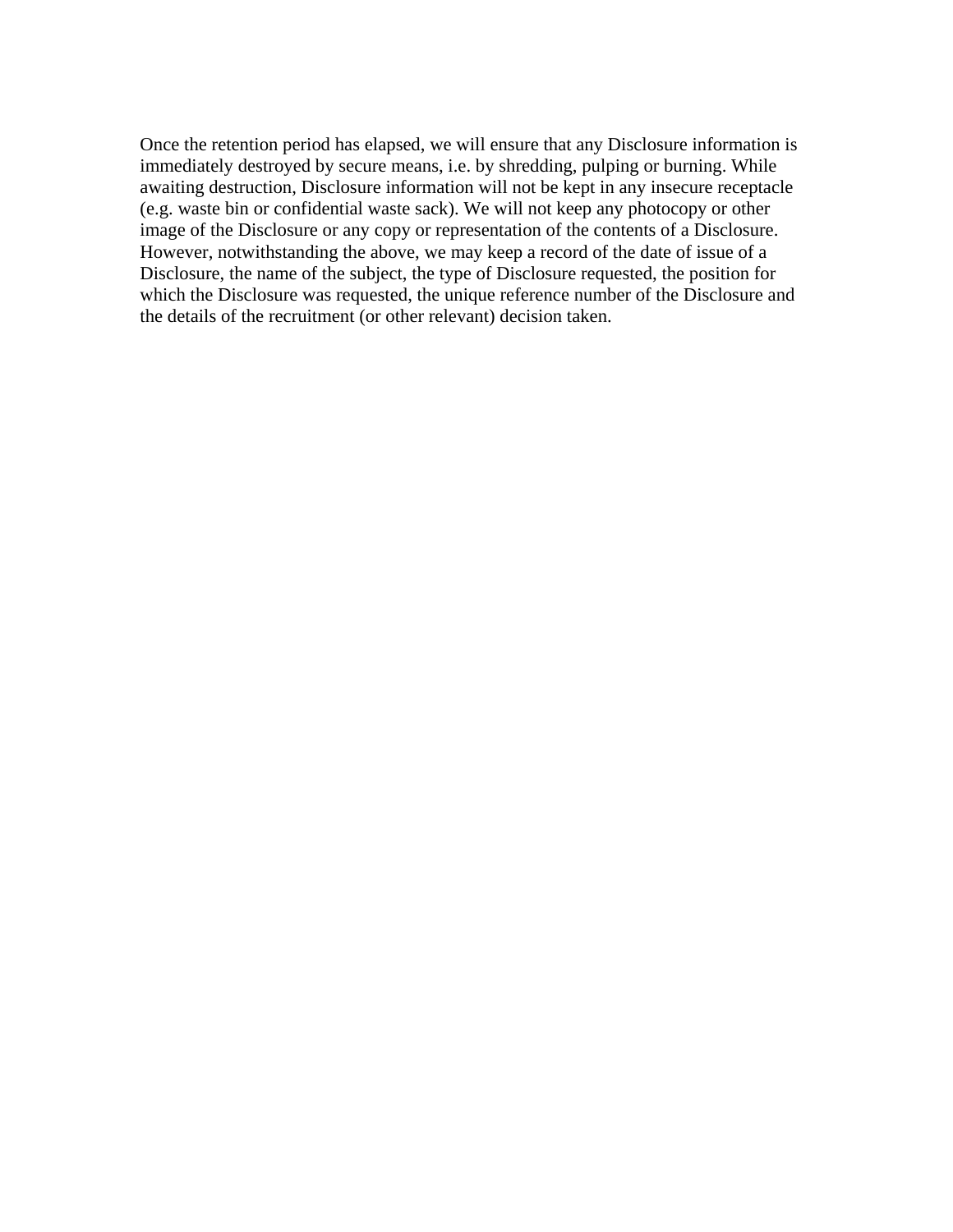Once the retention period has elapsed, we will ensure that any Disclosure information is immediately destroyed by secure means, i.e. by shredding, pulping or burning. While awaiting destruction, Disclosure information will not be kept in any insecure receptacle (e.g. waste bin or confidential waste sack). We will not keep any photocopy or other image of the Disclosure or any copy or representation of the contents of a Disclosure. However, notwithstanding the above, we may keep a record of the date of issue of a Disclosure, the name of the subject, the type of Disclosure requested, the position for which the Disclosure was requested, the unique reference number of the Disclosure and the details of the recruitment (or other relevant) decision taken.